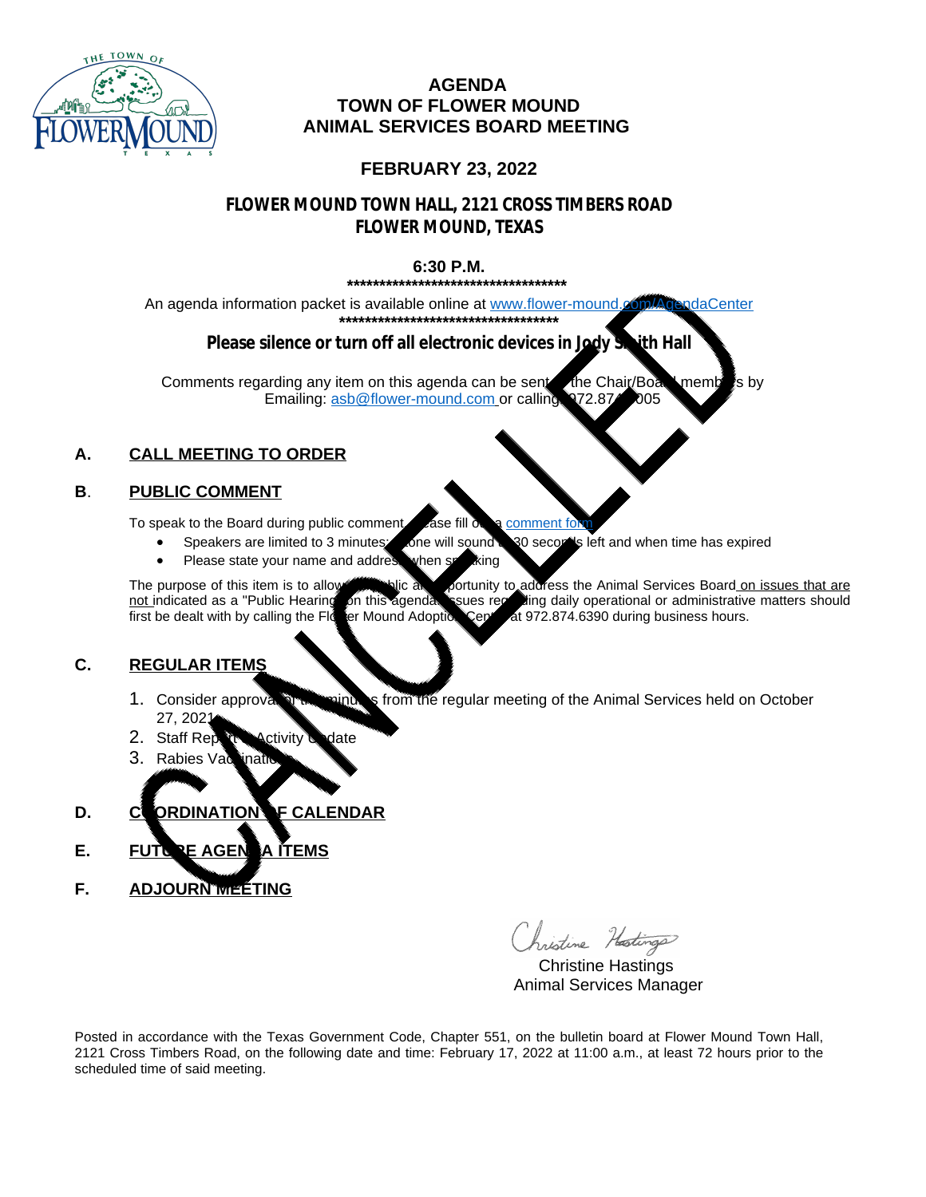# AGENDA
# TOWN OF FLOWER MOUND
# ANIMAL SERVICES BOARD MEETING

## FEBRUARY 23, 2022

### FLOWER MOUND TOWN HALL, 2121 CROSS TIMBERS ROAD
### FLOWER MOUND, TEXAS

**6:30 P.M.**

**\*\*\*\*\*\*\*\*\*\*\*\*\*\*\*\*\*\*\*\*\*\*\*\*\*\*\*\*\*\*\*\*\*\*\*\***

An agenda information packet is available online at www.flower-mound.com/AgendaCenter

**\*\*\*\*\*\*\*\*\*\*\*\*\*\*\*\*\*\*\*\*\*\*\*\*\*\*\*\*\*\*\*\*\*\*\*\***

**Please silence or turn off all electronic devices in Jody Smith Hall**

Comments regarding any item on this agenda can be sent to the Chair/Board members by Emailing: asb@flower-mound.com or calling 972.874.6005

CANCELLED

## A. CALL MEETING TO ORDER

## B. PUBLIC COMMENT

To speak to the Board during public comment, please fill out a comment form

- Speakers are limited to 3 minutes; a tone will sound at 30 seconds left and when time has expired
- Please state your name and address when speaking

The purpose of this item is to allow the public an opportunity to address the Animal Services Board on issues that are not indicated as a "Public Hearing" on this agenda. Issues regarding daily operational or administrative matters should first be dealt with by calling the Flower Mound Adoption Center at 972.874.6390 during business hours.

## C. REGULAR ITEMS

1. Consider approval of the minutes from the regular meeting of the Animal Services held on October 27, 2021
2. Staff Report – Activity Update
3. Rabies Vaccinations

## D. COORDINATION OF CALENDAR

## E. FUTURE AGENDA ITEMS

## F. ADJOURN MEETING

Christine Hastings
Animal Services Manager

Posted in accordance with the Texas Government Code, Chapter 551, on the bulletin board at Flower Mound Town Hall, 2121 Cross Timbers Road, on the following date and time: February 17, 2022 at 11:00 a.m., at least 72 hours prior to the scheduled time of said meeting.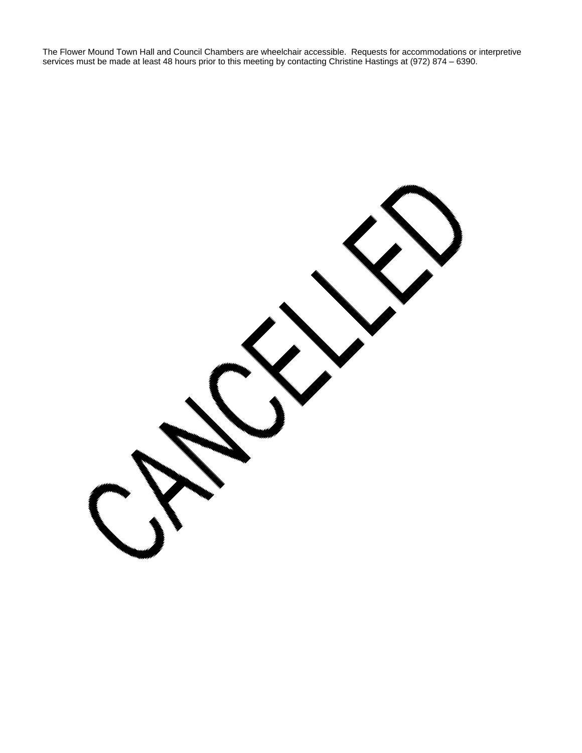The Flower Mound Town Hall and Council Chambers are wheelchair accessible. Requests for accommodations or interpretive services must be made at least 48 hours prior to this meeting by contacting Christine Hastings at (972) 874 – 6390.

CANCELLED